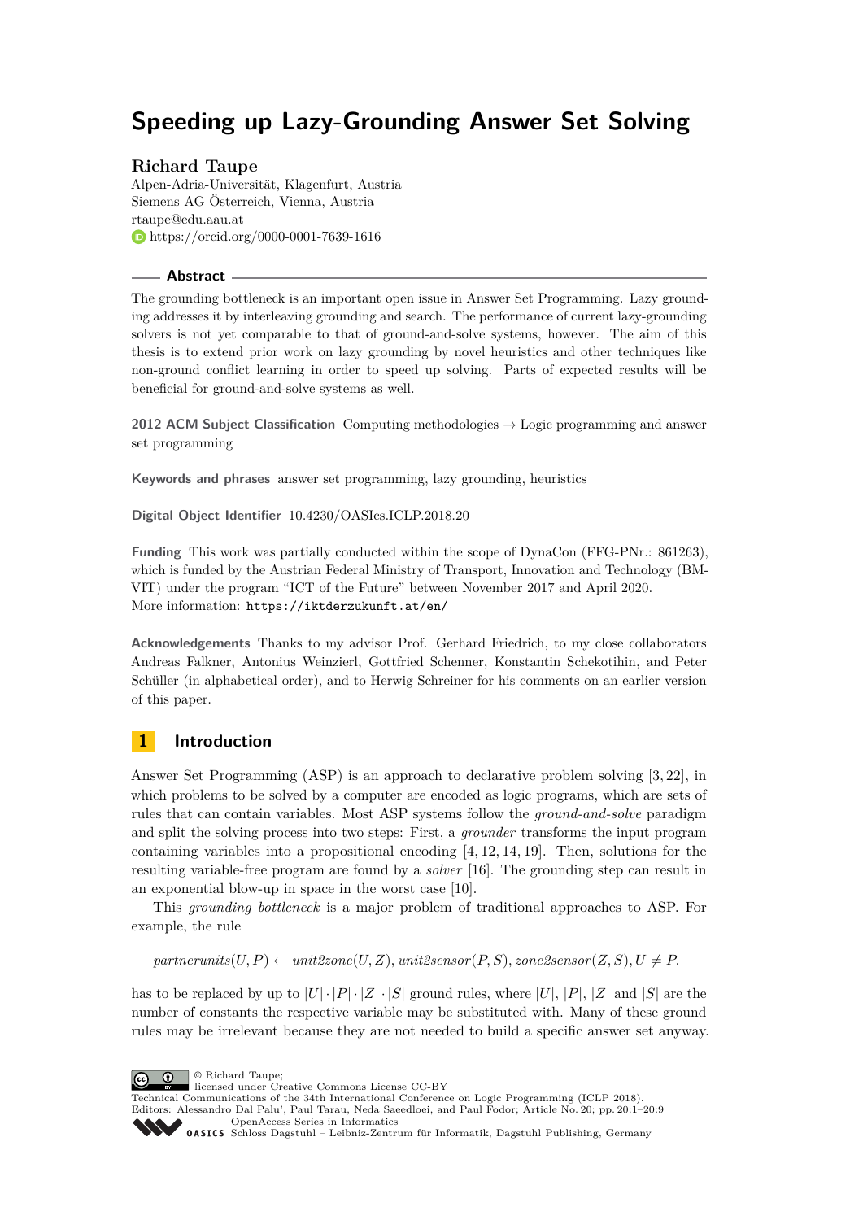# Speeding up Lazy-Grounding Answer Set Solving

**Richard Taupe**

Alpen-Adria-Universität, Klagenfurt, Austria
Siemens AG Österreich, Vienna, Austria
rtaupe@edu.aau.at
https://orcid.org/0000-0001-7639-1616

## Abstract

The grounding bottleneck is an important open issue in Answer Set Programming. Lazy grounding addresses it by interleaving grounding and search. The performance of current lazy-grounding solvers is not yet comparable to that of ground-and-solve systems, however. The aim of this thesis is to extend prior work on lazy grounding by novel heuristics and other techniques like non-ground conflict learning in order to speed up solving. Parts of expected results will be beneficial for ground-and-solve systems as well.

**2012 ACM Subject Classification** Computing methodologies → Logic programming and answer set programming

**Keywords and phrases** answer set programming, lazy grounding, heuristics

**Digital Object Identifier** 10.4230/OASIcs.ICLP.2018.20

**Funding** This work was partially conducted within the scope of DynaCon (FFG-PNr.: 861263), which is funded by the Austrian Federal Ministry of Transport, Innovation and Technology (BMVIT) under the program "ICT of the Future" between November 2017 and April 2020. More information: https://iktderzukunft.at/en/

**Acknowledgements** Thanks to my advisor Prof. Gerhard Friedrich, to my close collaborators Andreas Falkner, Antonius Weinzierl, Gottfried Schenner, Konstantin Schekotihin, and Peter Schüller (in alphabetical order), and to Herwig Schreiner for his comments on an earlier version of this paper.

## 1 Introduction

Answer Set Programming (ASP) is an approach to declarative problem solving [3, 22], in which problems to be solved by a computer are encoded as logic programs, which are sets of rules that can contain variables. Most ASP systems follow the *ground-and-solve* paradigm and split the solving process into two steps: First, a *grounder* transforms the input program containing variables into a propositional encoding [4, 12, 14, 19]. Then, solutions for the resulting variable-free program are found by a *solver* [16]. The grounding step can result in an exponential blow-up in space in the worst case [10].

This *grounding bottleneck* is a major problem of traditional approaches to ASP. For example, the rule

$$\mathit{partnerunits}(U, P) \leftarrow \mathit{unit2zone}(U, Z), \mathit{unit2sensor}(P, S), \mathit{zone2sensor}(Z, S), U \neq P.$$

has to be replaced by up to $|U| \cdot |P| \cdot |Z| \cdot |S|$ ground rules, where $|U|$, $|P|$, $|Z|$ and $|S|$ are the number of constants the respective variable may be substituted with. Many of these ground rules may be irrelevant because they are not needed to build a specific answer set anyway.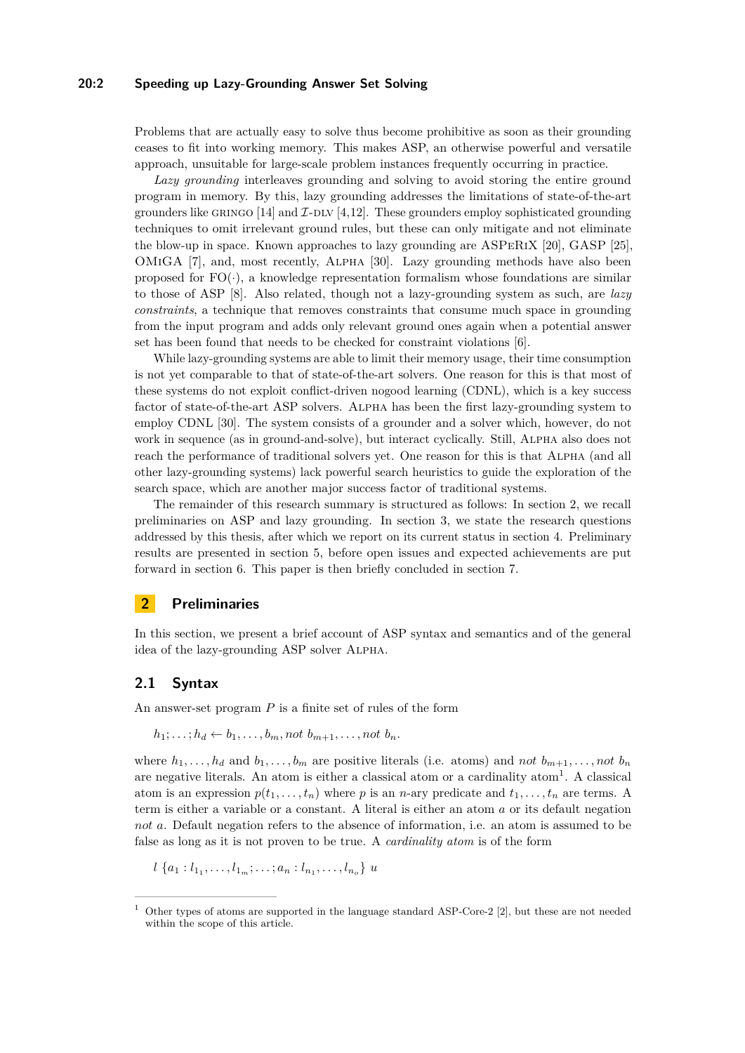Problems that are actually easy to solve thus become prohibitive as soon as their grounding ceases to fit into working memory. This makes ASP, an otherwise powerful and versatile approach, unsuitable for large-scale problem instances frequently occurring in practice.

*Lazy grounding* interleaves grounding and solving to avoid storing the entire ground program in memory. By this, lazy grounding addresses the limitations of state-of-the-art grounders like GRINGO [14] and $\mathcal{I}$-DLV [4,12]. These grounders employ sophisticated grounding techniques to omit irrelevant ground rules, but these can only mitigate and not eliminate the blow-up in space. Known approaches to lazy grounding are ASPeRiX [20], GASP [25], OMiGA [7], and, most recently, Alpha [30]. Lazy grounding methods have also been proposed for FO(·), a knowledge representation formalism whose foundations are similar to those of ASP [8]. Also related, though not a lazy-grounding system as such, are *lazy constraints*, a technique that removes constraints that consume much space in grounding from the input program and adds only relevant ground ones again when a potential answer set has been found that needs to be checked for constraint violations [6].

While lazy-grounding systems are able to limit their memory usage, their time consumption is not yet comparable to that of state-of-the-art solvers. One reason for this is that most of these systems do not exploit conflict-driven nogood learning (CDNL), which is a key success factor of state-of-the-art ASP solvers. Alpha has been the first lazy-grounding system to employ CDNL [30]. The system consists of a grounder and a solver which, however, do not work in sequence (as in ground-and-solve), but interact cyclically. Still, Alpha also does not reach the performance of traditional solvers yet. One reason for this is that Alpha (and all other lazy-grounding systems) lack powerful search heuristics to guide the exploration of the search space, which are another major success factor of traditional systems.

The remainder of this research summary is structured as follows: In section 2, we recall preliminaries on ASP and lazy grounding. In section 3, we state the research questions addressed by this thesis, after which we report on its current status in section 4. Preliminary results are presented in section 5, before open issues and expected achievements are put forward in section 6. This paper is then briefly concluded in section 7.

## 2 Preliminaries

In this section, we present a brief account of ASP syntax and semantics and of the general idea of the lazy-grounding ASP solver Alpha.

### 2.1 Syntax

An answer-set program $P$ is a finite set of rules of the form

$$h_1; \dots; h_d \leftarrow b_1, \dots, b_m, not\ b_{m+1}, \dots, not\ b_n.$$

where $h_1, \dots, h_d$ and $b_1, \dots, b_m$ are positive literals (i.e. atoms) and $not\ b_{m+1}, \dots, not\ b_n$ are negative literals. An atom is either a classical atom or a cardinality atom[1]. A classical atom is an expression $p(t_1, \dots, t_n)$ where $p$ is an $n$-ary predicate and $t_1, \dots, t_n$ are terms. A term is either a variable or a constant. A literal is either an atom $a$ or its default negation $not\ a$. Default negation refers to the absence of information, i.e. an atom is assumed to be false as long as it is not proven to be true. A *cardinality atom* is of the form

$$l\ \{a_1 : l_{1_1}, \dots, l_{1_m}; \dots; a_n : l_{n_1}, \dots, l_{n_o}\}\ u$$

[1] Other types of atoms are supported in the language standard ASP-Core-2 [2], but these are not needed within the scope of this article.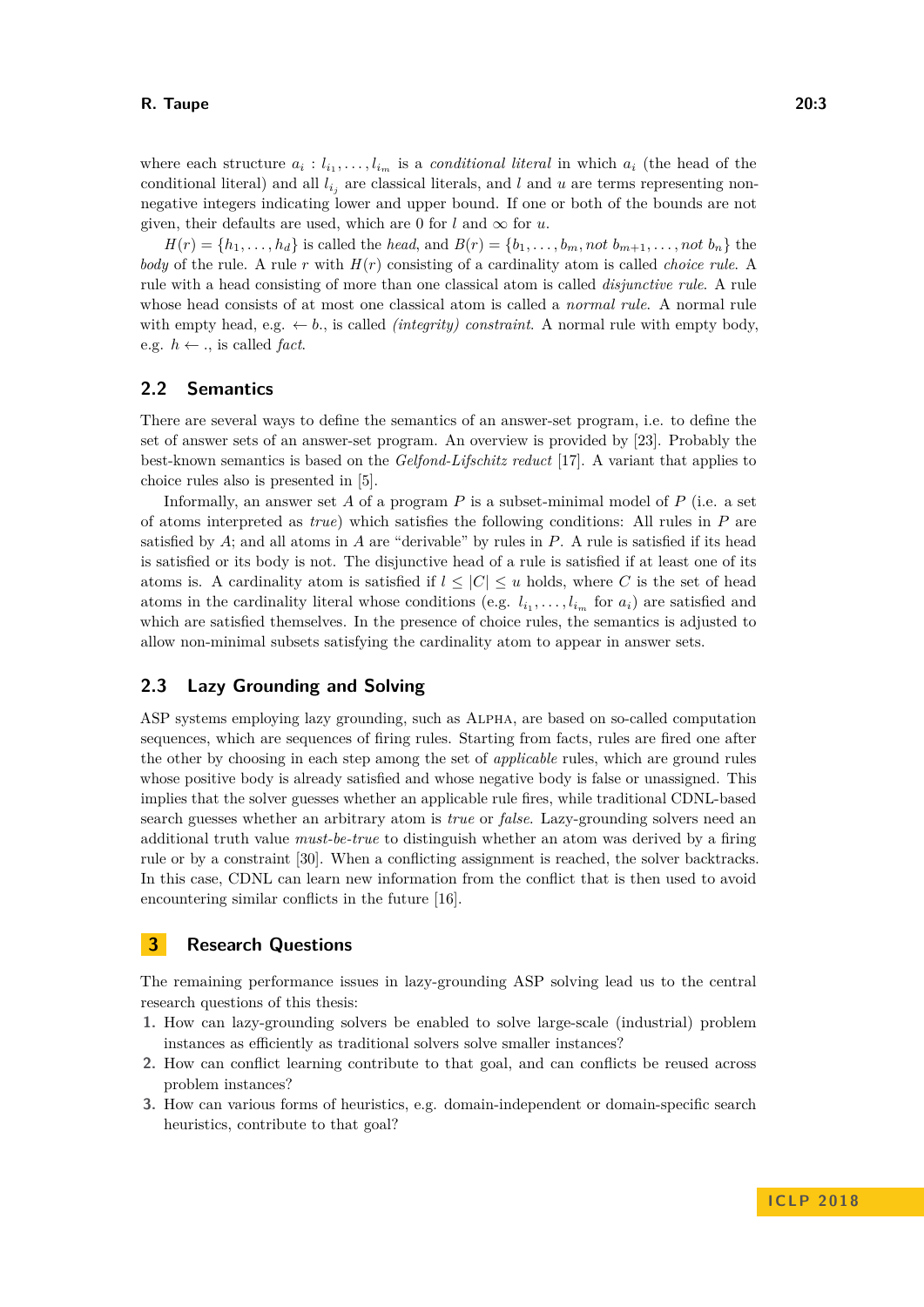where each structure $a_i : l_{i_1}, \ldots, l_{i_m}$ is a *conditional literal* in which $a_i$ (the head of the conditional literal) and all $l_{i_j}$ are classical literals, and $l$ and $u$ are terms representing non-negative integers indicating lower and upper bound. If one or both of the bounds are not given, their defaults are used, which are 0 for $l$ and $\infty$ for $u$.

$H(r) = \{h_1, \ldots, h_d\}$ is called the *head*, and $B(r) = \{b_1, \ldots, b_m, \textit{not } b_{m+1}, \ldots, \textit{not } b_n\}$ the *body* of the rule. A rule $r$ with $H(r)$ consisting of a cardinality atom is called *choice rule*. A rule with a head consisting of more than one classical atom is called *disjunctive rule*. A rule whose head consists of at most one classical atom is called a *normal rule*. A normal rule with empty head, e.g. $\leftarrow b.$, is called *(integrity) constraint*. A normal rule with empty body, e.g. $h \leftarrow .$, is called *fact*.

## 2.2 Semantics

There are several ways to define the semantics of an answer-set program, i.e. to define the set of answer sets of an answer-set program. An overview is provided by [23]. Probably the best-known semantics is based on the *Gelfond-Lifschitz reduct* [17]. A variant that applies to choice rules also is presented in [5].

Informally, an answer set $A$ of a program $P$ is a subset-minimal model of $P$ (i.e. a set of atoms interpreted as *true*) which satisfies the following conditions: All rules in $P$ are satisfied by $A$; and all atoms in $A$ are "derivable" by rules in $P$. A rule is satisfied if its head is satisfied or its body is not. The disjunctive head of a rule is satisfied if at least one of its atoms is. A cardinality atom is satisfied if $l \leq |C| \leq u$ holds, where $C$ is the set of head atoms in the cardinality literal whose conditions (e.g. $l_{i_1}, \ldots, l_{i_m}$ for $a_i$) are satisfied and which are satisfied themselves. In the presence of choice rules, the semantics is adjusted to allow non-minimal subsets satisfying the cardinality atom to appear in answer sets.

## 2.3 Lazy Grounding and Solving

ASP systems employing lazy grounding, such as Alpha, are based on so-called computation sequences, which are sequences of firing rules. Starting from facts, rules are fired one after the other by choosing in each step among the set of *applicable* rules, which are ground rules whose positive body is already satisfied and whose negative body is false or unassigned. This implies that the solver guesses whether an applicable rule fires, while traditional CDNL-based search guesses whether an arbitrary atom is *true* or *false*. Lazy-grounding solvers need an additional truth value *must-be-true* to distinguish whether an atom was derived by a firing rule or by a constraint [30]. When a conflicting assignment is reached, the solver backtracks. In this case, CDNL can learn new information from the conflict that is then used to avoid encountering similar conflicts in the future [16].

# 3 Research Questions

The remaining performance issues in lazy-grounding ASP solving lead us to the central research questions of this thesis:

1. How can lazy-grounding solvers be enabled to solve large-scale (industrial) problem instances as efficiently as traditional solvers solve smaller instances?
2. How can conflict learning contribute to that goal, and can conflicts be reused across problem instances?
3. How can various forms of heuristics, e.g. domain-independent or domain-specific search heuristics, contribute to that goal?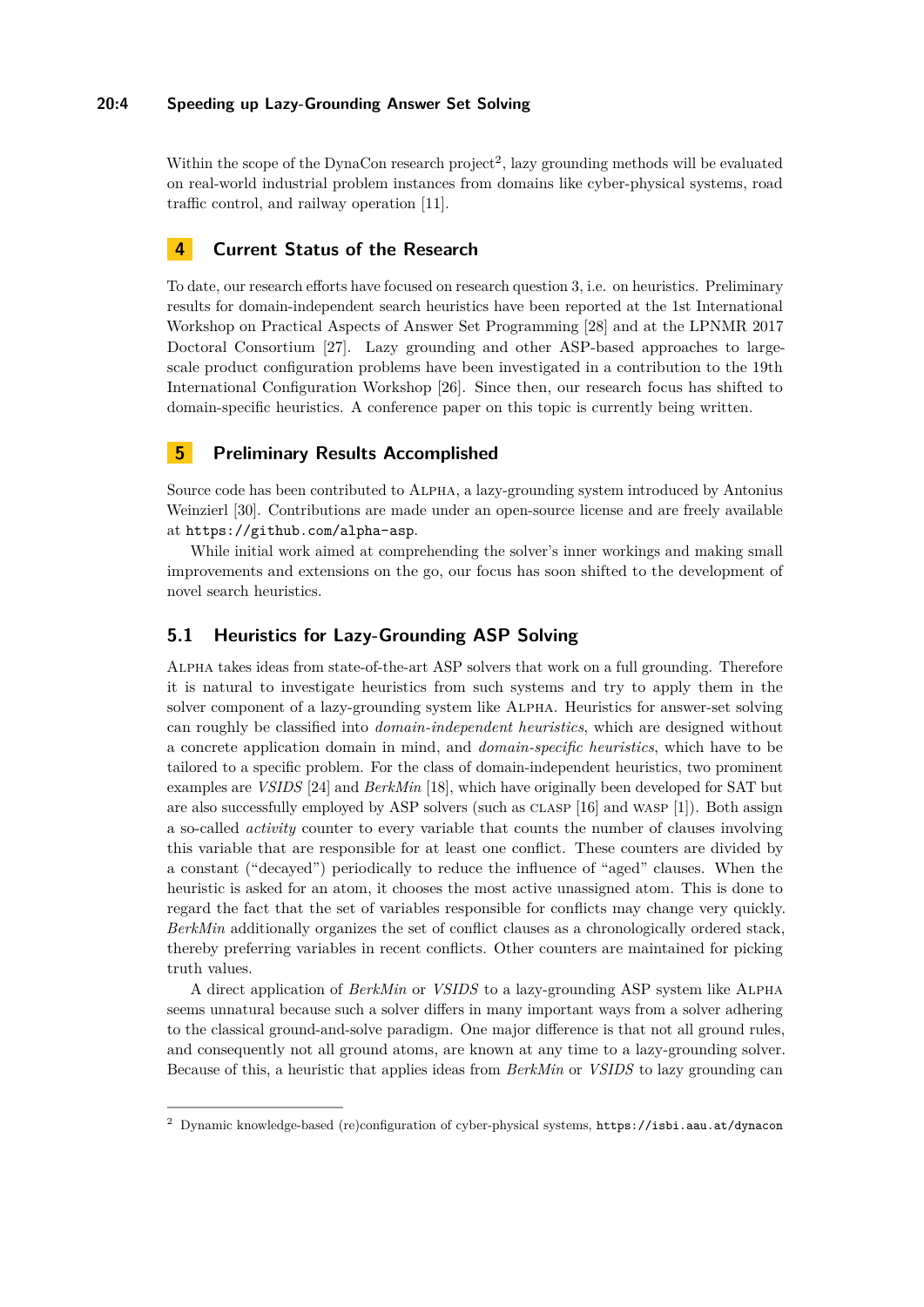Within the scope of the DynaCon research project[2], lazy grounding methods will be evaluated on real-world industrial problem instances from domains like cyber-physical systems, road traffic control, and railway operation [11].

## 4 Current Status of the Research

To date, our research efforts have focused on research question 3, i.e. on heuristics. Preliminary results for domain-independent search heuristics have been reported at the 1st International Workshop on Practical Aspects of Answer Set Programming [28] and at the LPNMR 2017 Doctoral Consortium [27]. Lazy grounding and other ASP-based approaches to large-scale product configuration problems have been investigated in a contribution to the 19th International Configuration Workshop [26]. Since then, our research focus has shifted to domain-specific heuristics. A conference paper on this topic is currently being written.

## 5 Preliminary Results Accomplished

Source code has been contributed to Alpha, a lazy-grounding system introduced by Antonius Weinzierl [30]. Contributions are made under an open-source license and are freely available at `https://github.com/alpha-asp`.

While initial work aimed at comprehending the solver's inner workings and making small improvements and extensions on the go, our focus has soon shifted to the development of novel search heuristics.

### 5.1 Heuristics for Lazy-Grounding ASP Solving

Alpha takes ideas from state-of-the-art ASP solvers that work on a full grounding. Therefore it is natural to investigate heuristics from such systems and try to apply them in the solver component of a lazy-grounding system like Alpha. Heuristics for answer-set solving can roughly be classified into *domain-independent heuristics*, which are designed without a concrete application domain in mind, and *domain-specific heuristics*, which have to be tailored to a specific problem. For the class of domain-independent heuristics, two prominent examples are *VSIDS* [24] and *BerkMin* [18], which have originally been developed for SAT but are also successfully employed by ASP solvers (such as clasp [16] and wasp [1]). Both assign a so-called *activity* counter to every variable that counts the number of clauses involving this variable that are responsible for at least one conflict. These counters are divided by a constant ("decayed") periodically to reduce the influence of "aged" clauses. When the heuristic is asked for an atom, it chooses the most active unassigned atom. This is done to regard the fact that the set of variables responsible for conflicts may change very quickly. *BerkMin* additionally organizes the set of conflict clauses as a chronologically ordered stack, thereby preferring variables in recent conflicts. Other counters are maintained for picking truth values.

A direct application of *BerkMin* or *VSIDS* to a lazy-grounding ASP system like Alpha seems unnatural because such a solver differs in many important ways from a solver adhering to the classical ground-and-solve paradigm. One major difference is that not all ground rules, and consequently not all ground atoms, are known at any time to a lazy-grounding solver. Because of this, a heuristic that applies ideas from *BerkMin* or *VSIDS* to lazy grounding can

[2] Dynamic knowledge-based (re)configuration of cyber-physical systems, `https://isbi.aau.at/dynacon`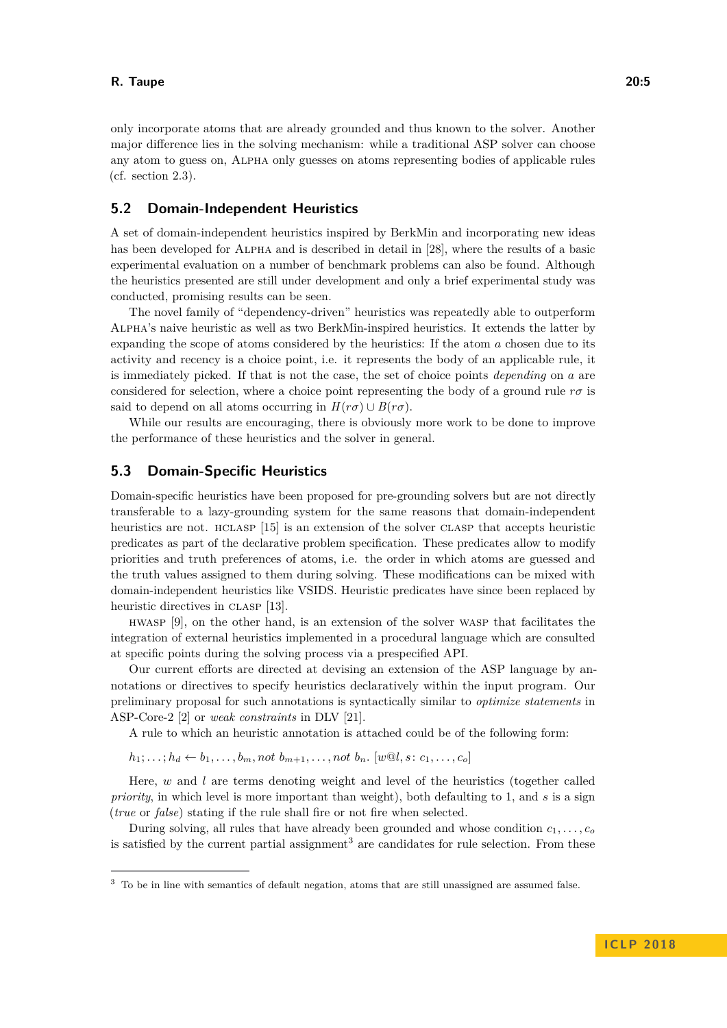only incorporate atoms that are already grounded and thus known to the solver. Another major difference lies in the solving mechanism: while a traditional ASP solver can choose any atom to guess on, Alpha only guesses on atoms representing bodies of applicable rules (cf. section 2.3).

## 5.2 Domain-Independent Heuristics

A set of domain-independent heuristics inspired by BerkMin and incorporating new ideas has been developed for Alpha and is described in detail in [28], where the results of a basic experimental evaluation on a number of benchmark problems can also be found. Although the heuristics presented are still under development and only a brief experimental study was conducted, promising results can be seen.

The novel family of "dependency-driven" heuristics was repeatedly able to outperform Alpha's naive heuristic as well as two BerkMin-inspired heuristics. It extends the latter by expanding the scope of atoms considered by the heuristics: If the atom $a$ chosen due to its activity and recency is a choice point, i.e. it represents the body of an applicable rule, it is immediately picked. If that is not the case, the set of choice points *depending* on $a$ are considered for selection, where a choice point representing the body of a ground rule $r\sigma$ is said to depend on all atoms occurring in $H(r\sigma) \cup B(r\sigma)$.

While our results are encouraging, there is obviously more work to be done to improve the performance of these heuristics and the solver in general.

## 5.3 Domain-Specific Heuristics

Domain-specific heuristics have been proposed for pre-grounding solvers but are not directly transferable to a lazy-grounding system for the same reasons that domain-independent heuristics are not. hclasp [15] is an extension of the solver clasp that accepts heuristic predicates as part of the declarative problem specification. These predicates allow to modify priorities and truth preferences of atoms, i.e. the order in which atoms are guessed and the truth values assigned to them during solving. These modifications can be mixed with domain-independent heuristics like VSIDS. Heuristic predicates have since been replaced by heuristic directives in clasp [13].

hwasp [9], on the other hand, is an extension of the solver wasp that facilitates the integration of external heuristics implemented in a procedural language which are consulted at specific points during the solving process via a prespecified API.

Our current efforts are directed at devising an extension of the ASP language by annotations or directives to specify heuristics declaratively within the input program. Our preliminary proposal for such annotations is syntactically similar to *optimize statements* in ASP-Core-2 [2] or *weak constraints* in DLV [21].

A rule to which an heuristic annotation is attached could be of the following form:

$$h_1; \ldots; h_d \leftarrow b_1, \ldots, b_m, \mathit{not}\ b_{m+1}, \ldots, \mathit{not}\ b_n.\ [w@l, s\colon c_1, \ldots, c_o]$$

Here, $w$ and $l$ are terms denoting weight and level of the heuristics (together called *priority*, in which level is more important than weight), both defaulting to 1, and $s$ is a sign (*true* or *false*) stating if the rule shall fire or not fire when selected.

During solving, all rules that have already been grounded and whose condition $c_1, \ldots, c_o$ is satisfied by the current partial assignment[3] are candidates for rule selection. From these

[3] To be in line with semantics of default negation, atoms that are still unassigned are assumed false.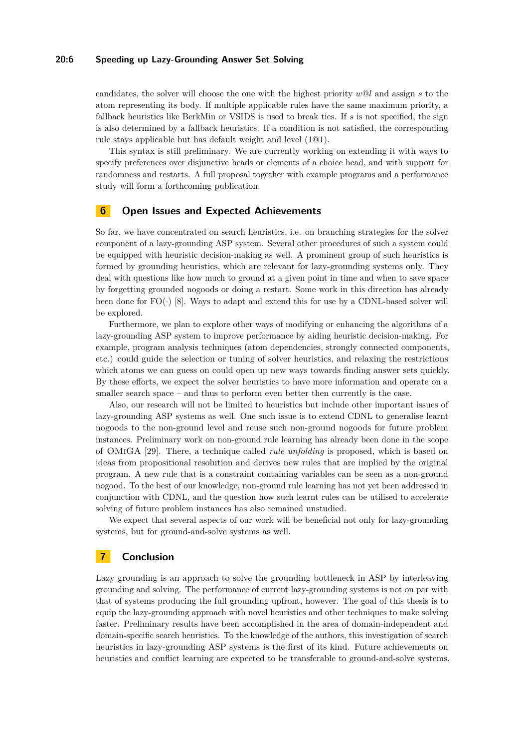candidates, the solver will choose the one with the highest priority $w@l$ and assign $s$ to the atom representing its body. If multiple applicable rules have the same maximum priority, a fallback heuristics like BerkMin or VSIDS is used to break ties. If $s$ is not specified, the sign is also determined by a fallback heuristics. If a condition is not satisfied, the corresponding rule stays applicable but has default weight and level (1@1).

This syntax is still preliminary. We are currently working on extending it with ways to specify preferences over disjunctive heads or elements of a choice head, and with support for randomness and restarts. A full proposal together with example programs and a performance study will form a forthcoming publication.

## 6 Open Issues and Expected Achievements

So far, we have concentrated on search heuristics, i.e. on branching strategies for the solver component of a lazy-grounding ASP system. Several other procedures of such a system could be equipped with heuristic decision-making as well. A prominent group of such heuristics is formed by grounding heuristics, which are relevant for lazy-grounding systems only. They deal with questions like how much to ground at a given point in time and when to save space by forgetting grounded nogoods or doing a restart. Some work in this direction has already been done for FO(·) [8]. Ways to adapt and extend this for use by a CDNL-based solver will be explored.

Furthermore, we plan to explore other ways of modifying or enhancing the algorithms of a lazy-grounding ASP system to improve performance by aiding heuristic decision-making. For example, program analysis techniques (atom dependencies, strongly connected components, etc.) could guide the selection or tuning of solver heuristics, and relaxing the restrictions which atoms we can guess on could open up new ways towards finding answer sets quickly. By these efforts, we expect the solver heuristics to have more information and operate on a smaller search space – and thus to perform even better then currently is the case.

Also, our research will not be limited to heuristics but include other important issues of lazy-grounding ASP systems as well. One such issue is to extend CDNL to generalise learnt nogoods to the non-ground level and reuse such non-ground nogoods for future problem instances. Preliminary work on non-ground rule learning has already been done in the scope of OMiGA [29]. There, a technique called *rule unfolding* is proposed, which is based on ideas from propositional resolution and derives new rules that are implied by the original program. A new rule that is a constraint containing variables can be seen as a non-ground nogood. To the best of our knowledge, non-ground rule learning has not yet been addressed in conjunction with CDNL, and the question how such learnt rules can be utilised to accelerate solving of future problem instances has also remained unstudied.

We expect that several aspects of our work will be beneficial not only for lazy-grounding systems, but for ground-and-solve systems as well.

## 7 Conclusion

Lazy grounding is an approach to solve the grounding bottleneck in ASP by interleaving grounding and solving. The performance of current lazy-grounding systems is not on par with that of systems producing the full grounding upfront, however. The goal of this thesis is to equip the lazy-grounding approach with novel heuristics and other techniques to make solving faster. Preliminary results have been accomplished in the area of domain-independent and domain-specific search heuristics. To the knowledge of the authors, this investigation of search heuristics in lazy-grounding ASP systems is the first of its kind. Future achievements on heuristics and conflict learning are expected to be transferable to ground-and-solve systems.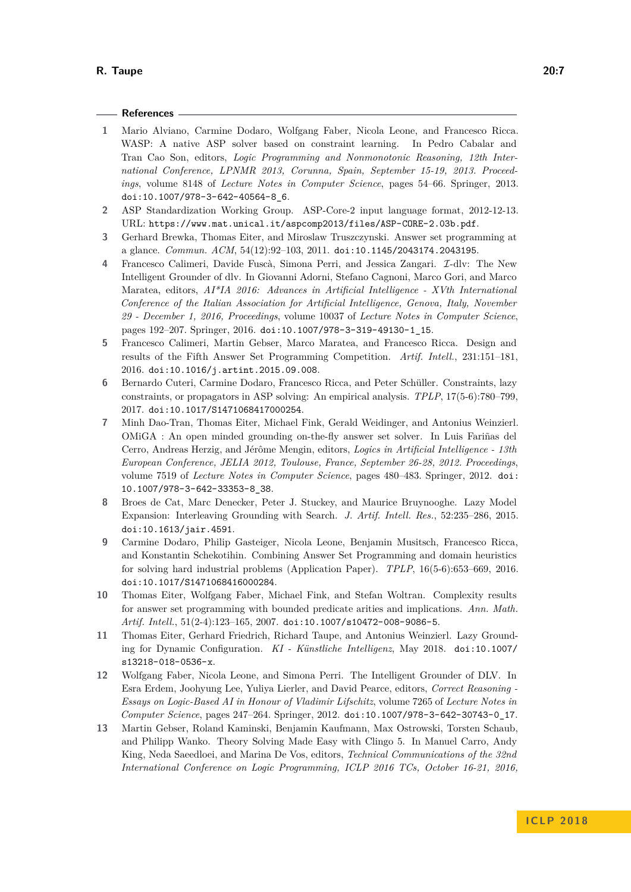## References

1. Mario Alviano, Carmine Dodaro, Wolfgang Faber, Nicola Leone, and Francesco Ricca. WASP: A native ASP solver based on constraint learning. In Pedro Cabalar and Tran Cao Son, editors, *Logic Programming and Nonmonotonic Reasoning, 12th International Conference, LPNMR 2013, Corunna, Spain, September 15-19, 2013. Proceedings*, volume 8148 of *Lecture Notes in Computer Science*, pages 54–66. Springer, 2013. doi:10.1007/978-3-642-40564-8_6.
2. ASP Standardization Working Group. ASP-Core-2 input language format, 2012-12-13. URL: https://www.mat.unical.it/aspcomp2013/files/ASP-CORE-2.03b.pdf.
3. Gerhard Brewka, Thomas Eiter, and Miroslaw Truszczynski. Answer set programming at a glance. *Commun. ACM*, 54(12):92–103, 2011. doi:10.1145/2043174.2043195.
4. Francesco Calimeri, Davide Fuscà, Simona Perri, and Jessica Zangari. $\mathcal{I}$-dlv: The New Intelligent Grounder of dlv. In Giovanni Adorni, Stefano Cagnoni, Marco Gori, and Marco Maratea, editors, *AI*IA 2016: Advances in Artificial Intelligence - XVth International Conference of the Italian Association for Artificial Intelligence, Genova, Italy, November 29 - December 1, 2016, Proceedings*, volume 10037 of *Lecture Notes in Computer Science*, pages 192–207. Springer, 2016. doi:10.1007/978-3-319-49130-1_15.
5. Francesco Calimeri, Martin Gebser, Marco Maratea, and Francesco Ricca. Design and results of the Fifth Answer Set Programming Competition. *Artif. Intell.*, 231:151–181, 2016. doi:10.1016/j.artint.2015.09.008.
6. Bernardo Cuteri, Carmine Dodaro, Francesco Ricca, and Peter Schüller. Constraints, lazy constraints, or propagators in ASP solving: An empirical analysis. *TPLP*, 17(5-6):780–799, 2017. doi:10.1017/S1471068417000254.
7. Minh Dao-Tran, Thomas Eiter, Michael Fink, Gerald Weidinger, and Antonius Weinzierl. OMiGA : An open minded grounding on-the-fly answer set solver. In Luis Fariñas del Cerro, Andreas Herzig, and Jérôme Mengin, editors, *Logics in Artificial Intelligence - 13th European Conference, JELIA 2012, Toulouse, France, September 26-28, 2012. Proceedings*, volume 7519 of *Lecture Notes in Computer Science*, pages 480–483. Springer, 2012. doi:10.1007/978-3-642-33353-8_38.
8. Broes de Cat, Marc Denecker, Peter J. Stuckey, and Maurice Bruynooghe. Lazy Model Expansion: Interleaving Grounding with Search. *J. Artif. Intell. Res.*, 52:235–286, 2015. doi:10.1613/jair.4591.
9. Carmine Dodaro, Philip Gasteiger, Nicola Leone, Benjamin Musitsch, Francesco Ricca, and Konstantin Schekotihin. Combining Answer Set Programming and domain heuristics for solving hard industrial problems (Application Paper). *TPLP*, 16(5-6):653–669, 2016. doi:10.1017/S1471068416000284.
10. Thomas Eiter, Wolfgang Faber, Michael Fink, and Stefan Woltran. Complexity results for answer set programming with bounded predicate arities and implications. *Ann. Math. Artif. Intell.*, 51(2-4):123–165, 2007. doi:10.1007/s10472-008-9086-5.
11. Thomas Eiter, Gerhard Friedrich, Richard Taupe, and Antonius Weinzierl. Lazy Grounding for Dynamic Configuration. *KI - Künstliche Intelligenz*, May 2018. doi:10.1007/s13218-018-0536-x.
12. Wolfgang Faber, Nicola Leone, and Simona Perri. The Intelligent Grounder of DLV. In Esra Erdem, Joohyung Lee, Yuliya Lierler, and David Pearce, editors, *Correct Reasoning - Essays on Logic-Based AI in Honour of Vladimir Lifschitz*, volume 7265 of *Lecture Notes in Computer Science*, pages 247–264. Springer, 2012. doi:10.1007/978-3-642-30743-0_17.
13. Martin Gebser, Roland Kaminski, Benjamin Kaufmann, Max Ostrowski, Torsten Schaub, and Philipp Wanko. Theory Solving Made Easy with Clingo 5. In Manuel Carro, Andy King, Neda Saeedloei, and Marina De Vos, editors, *Technical Communications of the 32nd International Conference on Logic Programming, ICLP 2016 TCs, October 16-21, 2016,*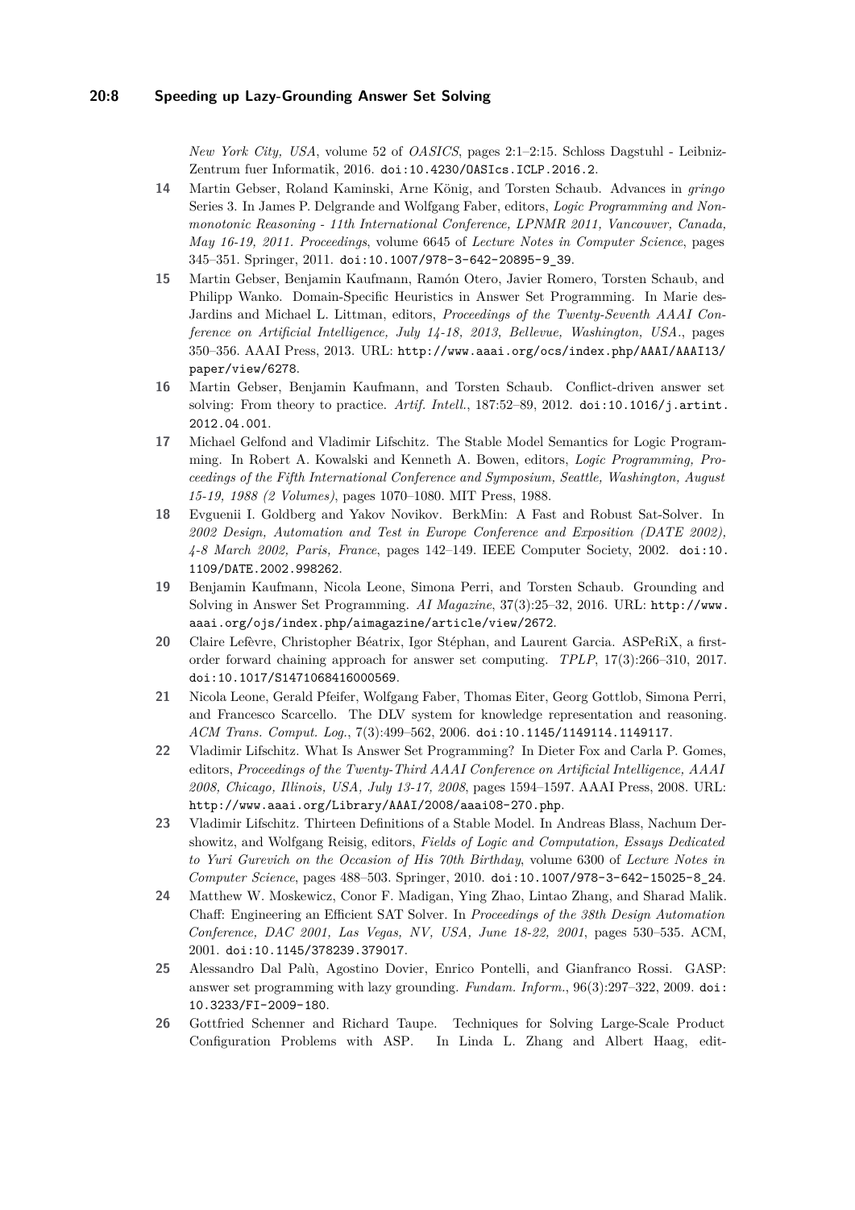*New York City, USA*, volume 52 of *OASICS*, pages 2:1–2:15. Schloss Dagstuhl - Leibniz-Zentrum fuer Informatik, 2016. doi:10.4230/OASIcs.ICLP.2016.2.

**14** Martin Gebser, Roland Kaminski, Arne König, and Torsten Schaub. Advances in *gringo* Series 3. In James P. Delgrande and Wolfgang Faber, editors, *Logic Programming and Nonmonotonic Reasoning - 11th International Conference, LPNMR 2011, Vancouver, Canada, May 16-19, 2011. Proceedings*, volume 6645 of *Lecture Notes in Computer Science*, pages 345–351. Springer, 2011. doi:10.1007/978-3-642-20895-9_39.

**15** Martin Gebser, Benjamin Kaufmann, Ramón Otero, Javier Romero, Torsten Schaub, and Philipp Wanko. Domain-Specific Heuristics in Answer Set Programming. In Marie desJardins and Michael L. Littman, editors, *Proceedings of the Twenty-Seventh AAAI Conference on Artificial Intelligence, July 14-18, 2013, Bellevue, Washington, USA.*, pages 350–356. AAAI Press, 2013. URL: http://www.aaai.org/ocs/index.php/AAAI/AAAI13/paper/view/6278.

**16** Martin Gebser, Benjamin Kaufmann, and Torsten Schaub. Conflict-driven answer set solving: From theory to practice. *Artif. Intell.*, 187:52–89, 2012. doi:10.1016/j.artint.2012.04.001.

**17** Michael Gelfond and Vladimir Lifschitz. The Stable Model Semantics for Logic Programming. In Robert A. Kowalski and Kenneth A. Bowen, editors, *Logic Programming, Proceedings of the Fifth International Conference and Symposium, Seattle, Washington, August 15-19, 1988 (2 Volumes)*, pages 1070–1080. MIT Press, 1988.

**18** Evgueni I. Goldberg and Yakov Novikov. BerkMin: A Fast and Robust Sat-Solver. In *2002 Design, Automation and Test in Europe Conference and Exposition (DATE 2002), 4-8 March 2002, Paris, France*, pages 142–149. IEEE Computer Society, 2002. doi:10.1109/DATE.2002.998262.

**19** Benjamin Kaufmann, Nicola Leone, Simona Perri, and Torsten Schaub. Grounding and Solving in Answer Set Programming. *AI Magazine*, 37(3):25–32, 2016. URL: http://www.aaai.org/ojs/index.php/aimagazine/article/view/2672.

**20** Claire Lefèvre, Christopher Béatrix, Igor Stéphan, and Laurent Garcia. ASPeRiX, a first-order forward chaining approach for answer set computing. *TPLP*, 17(3):266–310, 2017. doi:10.1017/S1471068416000569.

**21** Nicola Leone, Gerald Pfeifer, Wolfgang Faber, Thomas Eiter, Georg Gottlob, Simona Perri, and Francesco Scarcello. The DLV system for knowledge representation and reasoning. *ACM Trans. Comput. Log.*, 7(3):499–562, 2006. doi:10.1145/1149114.1149117.

**22** Vladimir Lifschitz. What Is Answer Set Programming? In Dieter Fox and Carla P. Gomes, editors, *Proceedings of the Twenty-Third AAAI Conference on Artificial Intelligence, AAAI 2008, Chicago, Illinois, USA, July 13-17, 2008*, pages 1594–1597. AAAI Press, 2008. URL: http://www.aaai.org/Library/AAAI/2008/aaai08-270.php.

**23** Vladimir Lifschitz. Thirteen Definitions of a Stable Model. In Andreas Blass, Nachum Dershowitz, and Wolfgang Reisig, editors, *Fields of Logic and Computation, Essays Dedicated to Yuri Gurevich on the Occasion of His 70th Birthday*, volume 6300 of *Lecture Notes in Computer Science*, pages 488–503. Springer, 2010. doi:10.1007/978-3-642-15025-8_24.

**24** Matthew W. Moskewicz, Conor F. Madigan, Ying Zhao, Lintao Zhang, and Sharad Malik. Chaff: Engineering an Efficient SAT Solver. In *Proceedings of the 38th Design Automation Conference, DAC 2001, Las Vegas, NV, USA, June 18-22, 2001*, pages 530–535. ACM, 2001. doi:10.1145/378239.379017.

**25** Alessandro Dal Palù, Agostino Dovier, Enrico Pontelli, and Gianfranco Rossi. GASP: answer set programming with lazy grounding. *Fundam. Inform.*, 96(3):297–322, 2009. doi:10.3233/FI-2009-180.

**26** Gottfried Schenner and Richard Taupe. Techniques for Solving Large-Scale Product Configuration Problems with ASP. In Linda L. Zhang and Albert Haag, edit-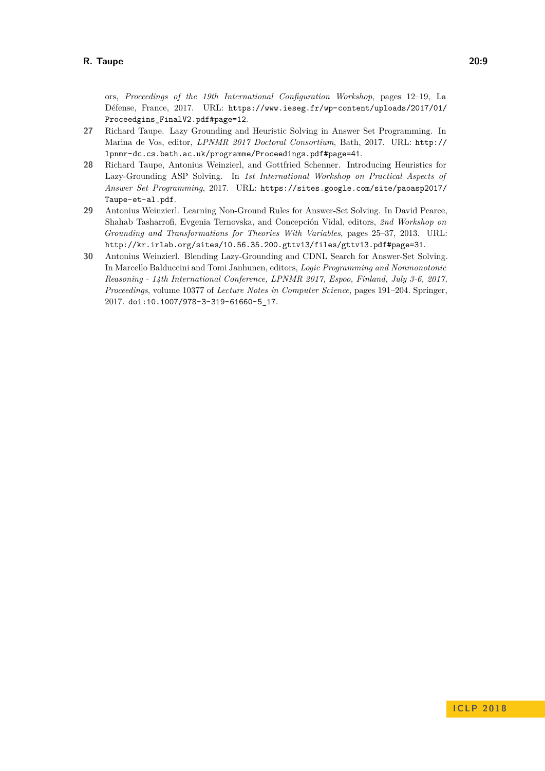ors, *Proceedings of the 19th International Configuration Workshop*, pages 12–19, La Défense, France, 2017. URL: https://www.ieseg.fr/wp-content/uploads/2017/01/Proceedgins_FinalV2.pdf#page=12.

**27** Richard Taupe. Lazy Grounding and Heuristic Solving in Answer Set Programming. In Marina de Vos, editor, *LPNMR 2017 Doctoral Consortium*, Bath, 2017. URL: http://lpnmr-dc.cs.bath.ac.uk/programme/Proceedings.pdf#page=41.

**28** Richard Taupe, Antonius Weinzierl, and Gottfried Schenner. Introducing Heuristics for Lazy-Grounding ASP Solving. In *1st International Workshop on Practical Aspects of Answer Set Programming*, 2017. URL: https://sites.google.com/site/paoasp2017/Taupe-et-al.pdf.

**29** Antonius Weinzierl. Learning Non-Ground Rules for Answer-Set Solving. In David Pearce, Shahab Tasharrofi, Evgenia Ternovska, and Concepción Vidal, editors, *2nd Workshop on Grounding and Transformations for Theories With Variables*, pages 25–37, 2013. URL: http://kr.irlab.org/sites/10.56.35.200.gttv13/files/gttv13.pdf#page=31.

**30** Antonius Weinzierl. Blending Lazy-Grounding and CDNL Search for Answer-Set Solving. In Marcello Balduccini and Tomi Janhunen, editors, *Logic Programming and Nonmonotonic Reasoning - 14th International Conference, LPNMR 2017, Espoo, Finland, July 3-6, 2017, Proceedings*, volume 10377 of *Lecture Notes in Computer Science*, pages 191–204. Springer, 2017. doi:10.1007/978-3-319-61660-5_17.